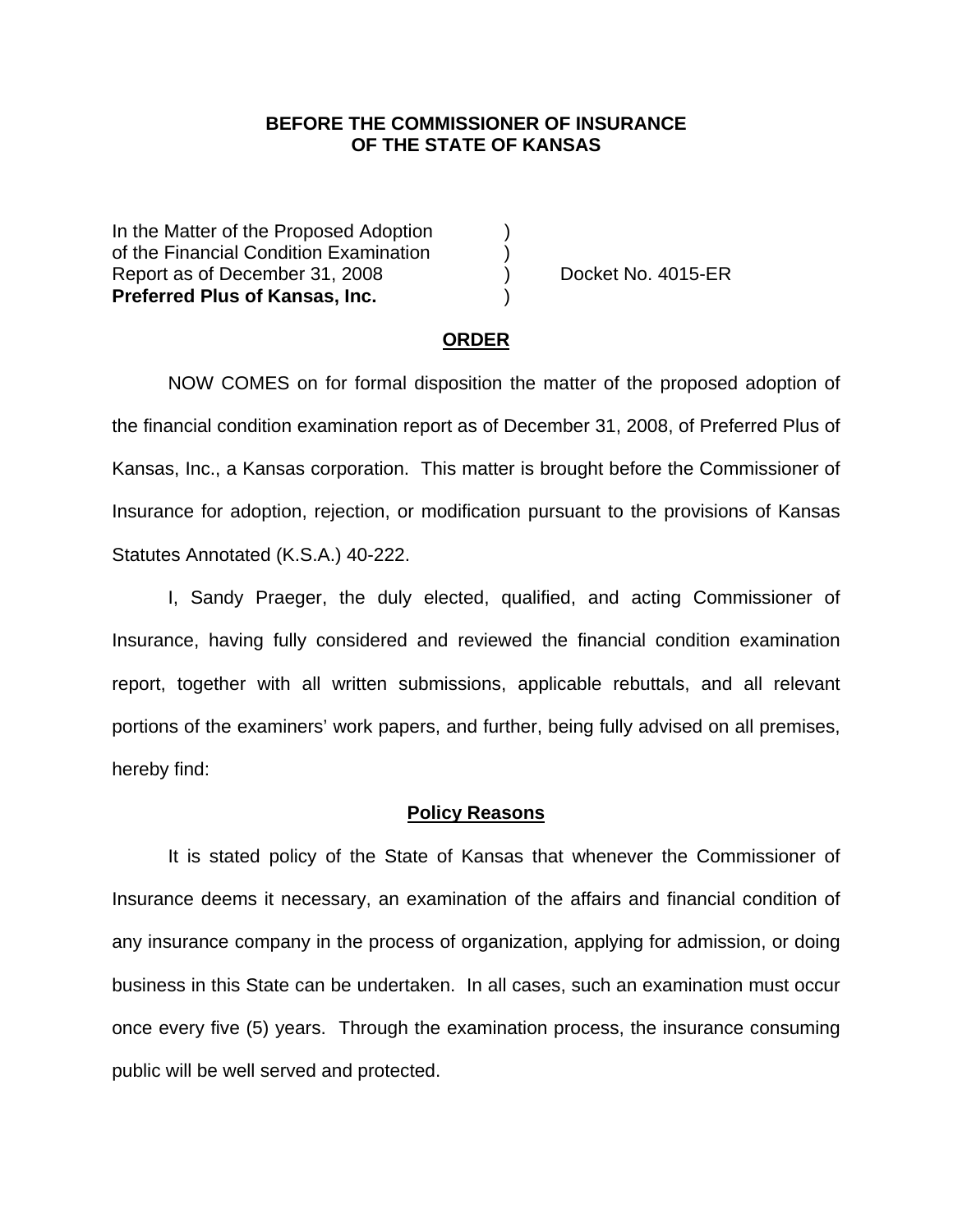**BEFORE THE COMMISSIONER OF INSURANCE**
**OF THE STATE OF KANSAS**

| | | |
|---|---|---|
| In the Matter of the Proposed Adoption | ) | |
| of the Financial Condition Examination | ) | |
| Report as of December 31, 2008 | ) | Docket No. 4015-ER |
| **Preferred Plus of Kansas, Inc.** | ) | |

## ORDER

NOW COMES on for formal disposition the matter of the proposed adoption of the financial condition examination report as of December 31, 2008, of Preferred Plus of Kansas, Inc., a Kansas corporation. This matter is brought before the Commissioner of Insurance for adoption, rejection, or modification pursuant to the provisions of Kansas Statutes Annotated (K.S.A.) 40-222.

I, Sandy Praeger, the duly elected, qualified, and acting Commissioner of Insurance, having fully considered and reviewed the financial condition examination report, together with all written submissions, applicable rebuttals, and all relevant portions of the examiners' work papers, and further, being fully advised on all premises, hereby find:

## Policy Reasons

It is stated policy of the State of Kansas that whenever the Commissioner of Insurance deems it necessary, an examination of the affairs and financial condition of any insurance company in the process of organization, applying for admission, or doing business in this State can be undertaken. In all cases, such an examination must occur once every five (5) years. Through the examination process, the insurance consuming public will be well served and protected.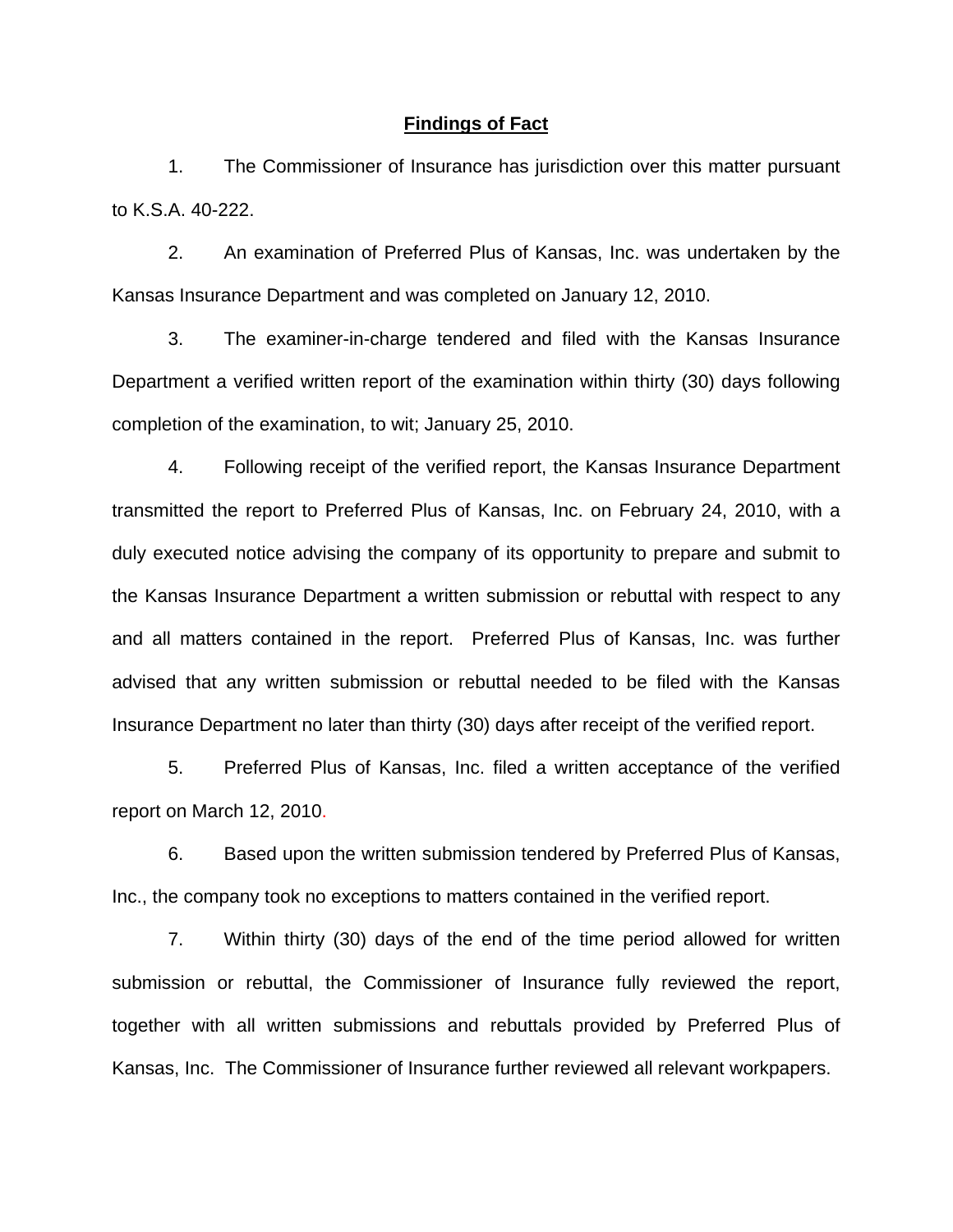## Findings of Fact

1. The Commissioner of Insurance has jurisdiction over this matter pursuant to K.S.A. 40-222.

2. An examination of Preferred Plus of Kansas, Inc. was undertaken by the Kansas Insurance Department and was completed on January 12, 2010.

3. The examiner-in-charge tendered and filed with the Kansas Insurance Department a verified written report of the examination within thirty (30) days following completion of the examination, to wit; January 25, 2010.

4. Following receipt of the verified report, the Kansas Insurance Department transmitted the report to Preferred Plus of Kansas, Inc. on February 24, 2010, with a duly executed notice advising the company of its opportunity to prepare and submit to the Kansas Insurance Department a written submission or rebuttal with respect to any and all matters contained in the report. Preferred Plus of Kansas, Inc. was further advised that any written submission or rebuttal needed to be filed with the Kansas Insurance Department no later than thirty (30) days after receipt of the verified report.

5. Preferred Plus of Kansas, Inc. filed a written acceptance of the verified report on March 12, 2010.

6. Based upon the written submission tendered by Preferred Plus of Kansas, Inc., the company took no exceptions to matters contained in the verified report.

7. Within thirty (30) days of the end of the time period allowed for written submission or rebuttal, the Commissioner of Insurance fully reviewed the report, together with all written submissions and rebuttals provided by Preferred Plus of Kansas, Inc. The Commissioner of Insurance further reviewed all relevant workpapers.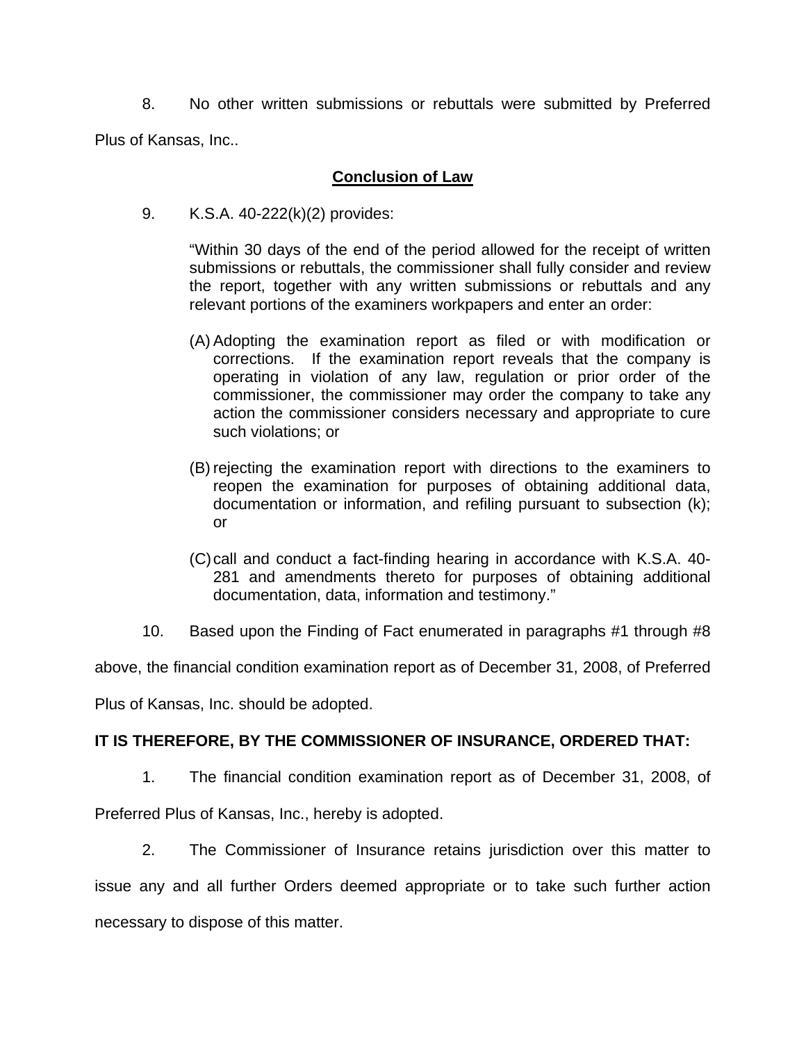8. No other written submissions or rebuttals were submitted by Preferred Plus of Kansas, Inc..

**Conclusion of Law**

9. K.S.A. 40-222(k)(2) provides:

> "Within 30 days of the end of the period allowed for the receipt of written submissions or rebuttals, the commissioner shall fully consider and review the report, together with any written submissions or rebuttals and any relevant portions of the examiners workpapers and enter an order:
>
> (A) Adopting the examination report as filed or with modification or corrections. If the examination report reveals that the company is operating in violation of any law, regulation or prior order of the commissioner, the commissioner may order the company to take any action the commissioner considers necessary and appropriate to cure such violations; or
>
> (B) rejecting the examination report with directions to the examiners to reopen the examination for purposes of obtaining additional data, documentation or information, and refiling pursuant to subsection (k); or
>
> (C) call and conduct a fact-finding hearing in accordance with K.S.A. 40-281 and amendments thereto for purposes of obtaining additional documentation, data, information and testimony."

10. Based upon the Finding of Fact enumerated in paragraphs #1 through #8 above, the financial condition examination report as of December 31, 2008, of Preferred Plus of Kansas, Inc. should be adopted.

**IT IS THEREFORE, BY THE COMMISSIONER OF INSURANCE, ORDERED THAT:**

1. The financial condition examination report as of December 31, 2008, of Preferred Plus of Kansas, Inc., hereby is adopted.

2. The Commissioner of Insurance retains jurisdiction over this matter to issue any and all further Orders deemed appropriate or to take such further action necessary to dispose of this matter.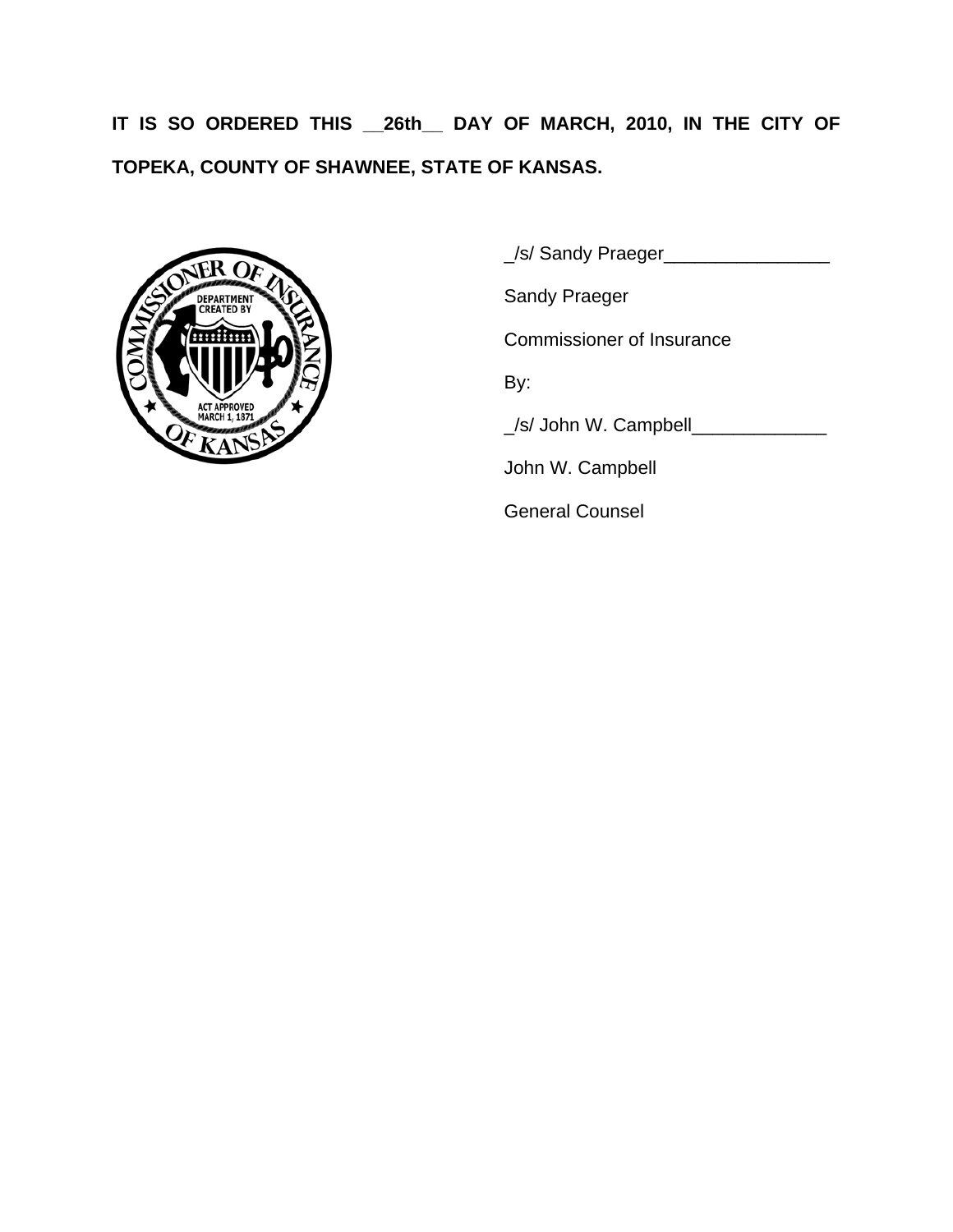**IT IS SO ORDERED THIS __26th__ DAY OF MARCH, 2010, IN THE CITY OF TOPEKA, COUNTY OF SHAWNEE, STATE OF KANSAS.**

_/s/ Sandy Praeger________________

Sandy Praeger

Commissioner of Insurance

By:

_/s/ John W. Campbell_____________

John W. Campbell

General Counsel